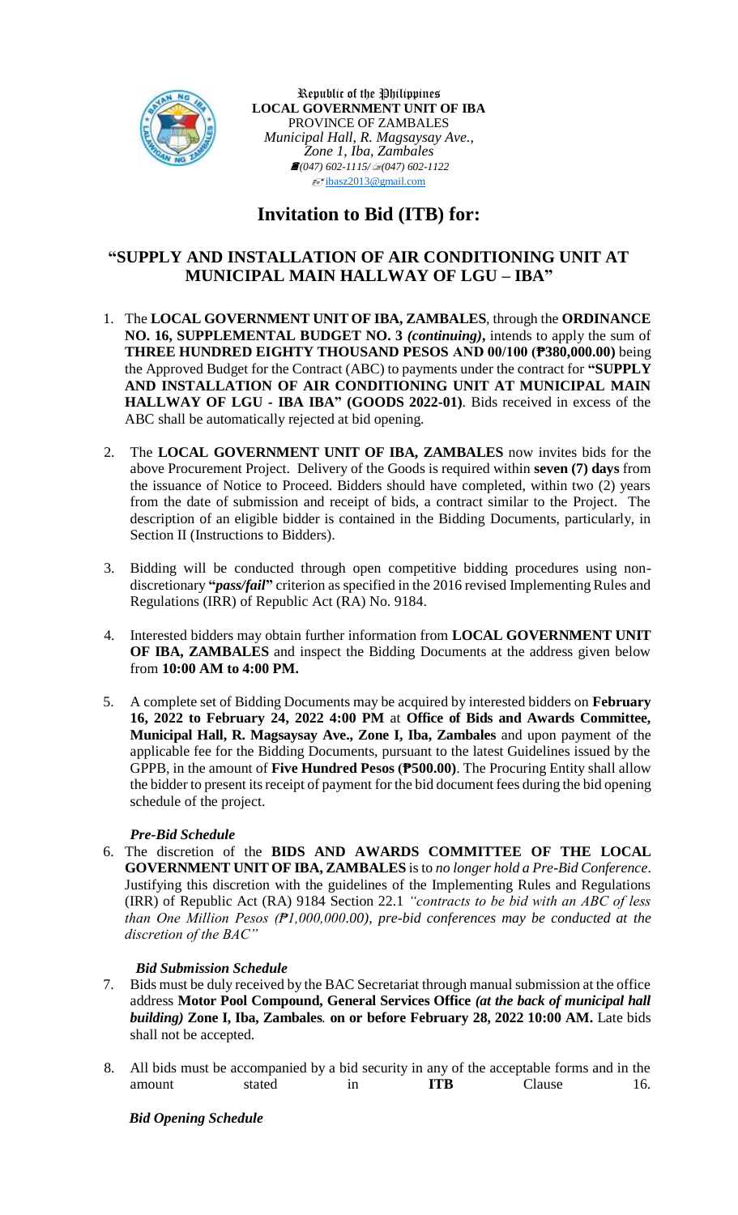Republic of the Philippines
**LOCAL GOVERNMENT UNIT OF IBA**
PROVINCE OF ZAMBALES
*Municipal Hall, R. Magsaysay Ave., Zone 1, Iba, Zambales*
*(047) 602-1115/ (047) 602-1122*
ibasz2013@gmail.com

# Invitation to Bid (ITB) for:

## "SUPPLY AND INSTALLATION OF AIR CONDITIONING UNIT AT MUNICIPAL MAIN HALLWAY OF LGU – IBA"

1. The **LOCAL GOVERNMENT UNIT OF IBA, ZAMBALES**, through the **ORDINANCE NO. 16, SUPPLEMENTAL BUDGET NO. 3** ***(continuing)*****,** intends to apply the sum of **THREE HUNDRED EIGHTY THOUSAND PESOS AND 00/100 (₱380,000.00)** being the Approved Budget for the Contract (ABC) to payments under the contract for **"SUPPLY AND INSTALLATION OF AIR CONDITIONING UNIT AT MUNICIPAL MAIN HALLWAY OF LGU - IBA IBA" (GOODS 2022-01)**. Bids received in excess of the ABC shall be automatically rejected at bid opening.

2. The **LOCAL GOVERNMENT UNIT OF IBA, ZAMBALES** now invites bids for the above Procurement Project. Delivery of the Goods is required within **seven (7) days** from the issuance of Notice to Proceed. Bidders should have completed, within two (2) years from the date of submission and receipt of bids, a contract similar to the Project. The description of an eligible bidder is contained in the Bidding Documents, particularly, in Section II (Instructions to Bidders).

3. Bidding will be conducted through open competitive bidding procedures using non-discretionary **"*pass/fail*"** criterion as specified in the 2016 revised Implementing Rules and Regulations (IRR) of Republic Act (RA) No. 9184.

4. Interested bidders may obtain further information from **LOCAL GOVERNMENT UNIT OF IBA, ZAMBALES** and inspect the Bidding Documents at the address given below from **10:00 AM to 4:00 PM.**

5. A complete set of Bidding Documents may be acquired by interested bidders on **February 16, 2022 to February 24, 2022 4:00 PM** at **Office of Bids and Awards Committee, Municipal Hall, R. Magsaysay Ave., Zone I, Iba, Zambales** and upon payment of the applicable fee for the Bidding Documents, pursuant to the latest Guidelines issued by the GPPB, in the amount of **Five Hundred Pesos (₱500.00)**. The Procuring Entity shall allow the bidder to present its receipt of payment for the bid document fees during the bid opening schedule of the project.

***Pre-Bid Schedule***

6. The discretion of the **BIDS AND AWARDS COMMITTEE OF THE LOCAL GOVERNMENT UNIT OF IBA, ZAMBALES** is to *no longer hold a Pre-Bid Conference*. Justifying this discretion with the guidelines of the Implementing Rules and Regulations (IRR) of Republic Act (RA) 9184 Section 22.1 *"contracts to be bid with an ABC of less than One Million Pesos (₱1,000,000.00), pre-bid conferences may be conducted at the discretion of the BAC"*

***Bid Submission Schedule***

7. Bids must be duly received by the BAC Secretariat through manual submission at the office address **Motor Pool Compound, General Services Office** ***(at the back of municipal hall building)*** **Zone I, Iba, Zambales***.* **on or before February 28, 2022 10:00 AM.** Late bids shall not be accepted.

8. All bids must be accompanied by a bid security in any of the acceptable forms and in the amount stated in **ITB** Clause 16.

***Bid Opening Schedule***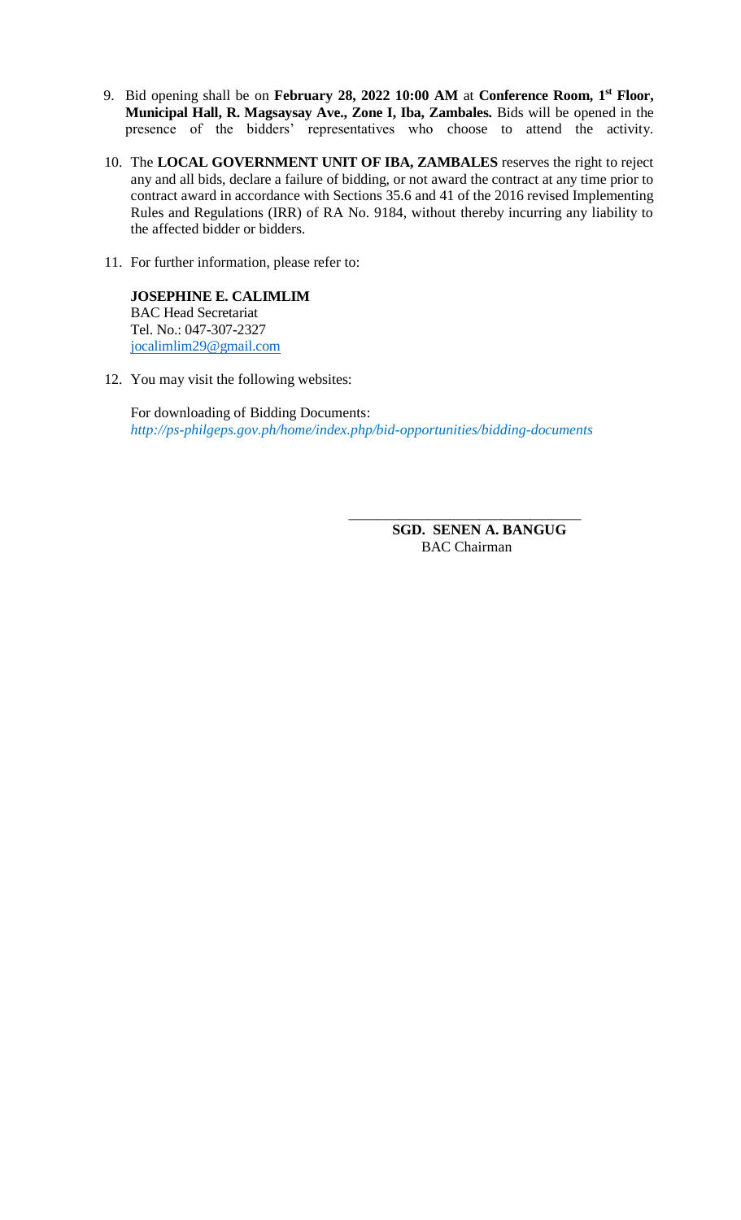9. Bid opening shall be on **February 28, 2022 10:00 AM** at **Conference Room, 1st Floor, Municipal Hall, R. Magsaysay Ave., Zone I, Iba, Zambales.** Bids will be opened in the presence of the bidders' representatives who choose to attend the activity.

10. The **LOCAL GOVERNMENT UNIT OF IBA, ZAMBALES** reserves the right to reject any and all bids, declare a failure of bidding, or not award the contract at any time prior to contract award in accordance with Sections 35.6 and 41 of the 2016 revised Implementing Rules and Regulations (IRR) of RA No. 9184, without thereby incurring any liability to the affected bidder or bidders.

11. For further information, please refer to:

    **JOSEPHINE E. CALIMLIM**
    BAC Head Secretariat
    Tel. No.: 047-307-2327
    jocalimlim29@gmail.com

12. You may visit the following websites:

    For downloading of Bidding Documents:
    *http://ps-philgeps.gov.ph/home/index.php/bid-opportunities/bidding-documents*

______________________________

**SGD. SENEN A. BANGUG**
BAC Chairman